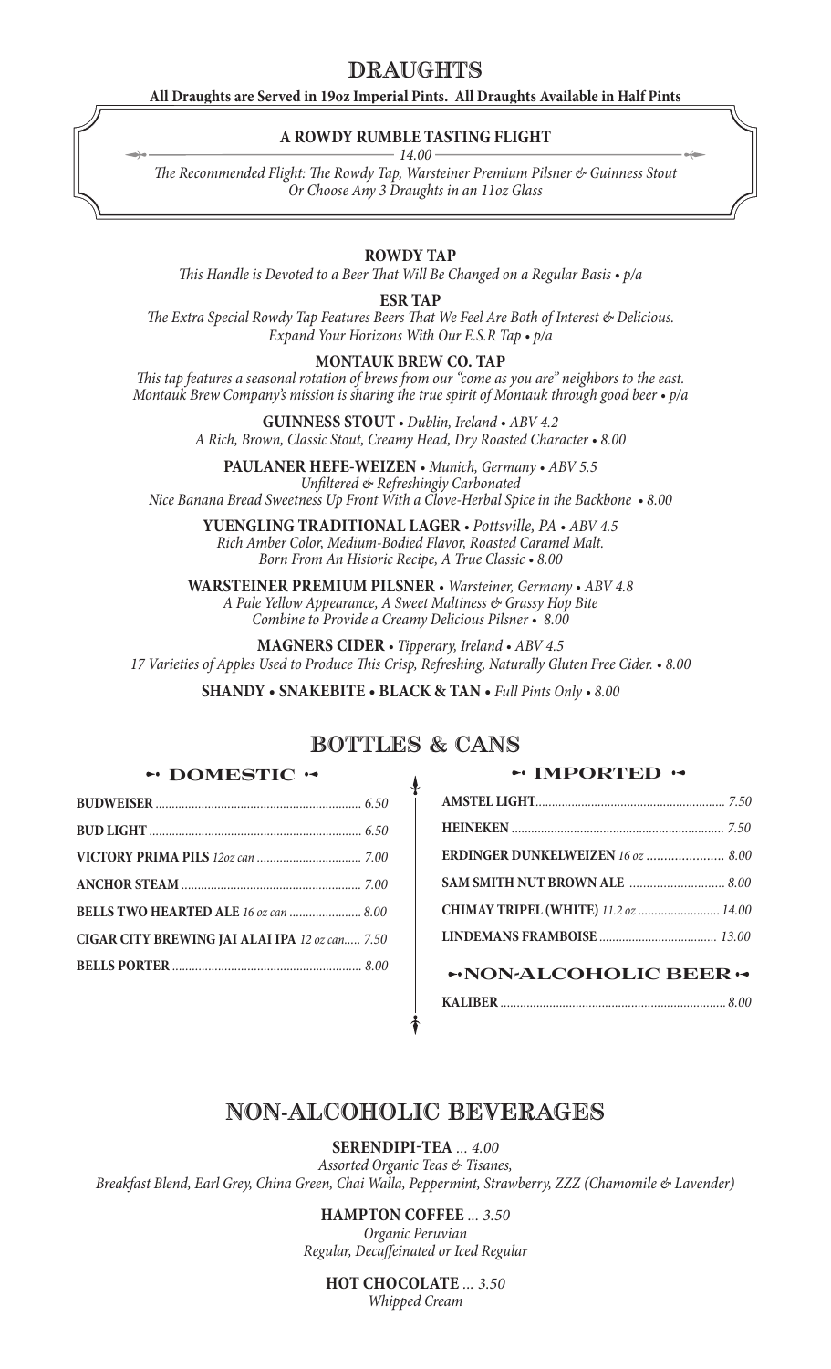# DRAUGHTS

**All Draughts are Served in 19oz Imperial Pints. All Draughts Available in Half Pints**

**A ROWDY RUMBLE TASTING FLIGHT**

*14.00*

*The Recommended Flight: The Rowdy Tap, Warsteiner Premium Pilsner & Guinness Stout*
*Or Choose Any 3 Draughts in an 11oz Glass*

**ROWDY TAP**
*This Handle is Devoted to a Beer That Will Be Changed on a Regular Basis • p/a*

**ESR TAP**
*The Extra Special Rowdy Tap Features Beers That We Feel Are Both of Interest & Delicious.*
*Expand Your Horizons With Our E.S.R Tap • p/a*

**MONTAUK BREW CO. TAP**
*This tap features a seasonal rotation of brews from our "come as you are" neighbors to the east.*
*Montauk Brew Company's mission is sharing the true spirit of Montauk through good beer • p/a*

**GUINNESS STOUT** • *Dublin, Ireland • ABV 4.2*
*A Rich, Brown, Classic Stout, Creamy Head, Dry Roasted Character • 8.00*

**PAULANER HEFE-WEIZEN** • *Munich, Germany • ABV 5.5*
*Unfiltered & Refreshingly Carbonated*
*Nice Banana Bread Sweetness Up Front With a Clove-Herbal Spice in the Backbone • 8.00*

**YUENGLING TRADITIONAL LAGER** • *Pottsville, PA • ABV 4.5*
*Rich Amber Color, Medium-Bodied Flavor, Roasted Caramel Malt.*
*Born From An Historic Recipe, A True Classic • 8.00*

**WARSTEINER PREMIUM PILSNER** • *Warsteiner, Germany • ABV 4.8*
*A Pale Yellow Appearance, A Sweet Maltiness & Grassy Hop Bite*
*Combine to Provide a Creamy Delicious Pilsner • 8.00*

**MAGNERS CIDER** • *Tipperary, Ireland • ABV 4.5*
*17 Varieties of Apples Used to Produce This Crisp, Refreshing, Naturally Gluten Free Cider. • 8.00*

**SHANDY • SNAKEBITE • BLACK & TAN** • *Full Pints Only • 8.00*

# BOTTLES & CANS

## DOMESTIC

**BUDWEISER** ... *6.50*

**BUD LIGHT** ... *6.50*

**VICTORY PRIMA PILS** *12oz can* ... *7.00*

**ANCHOR STEAM** ... *7.00*

**BELLS TWO HEARTED ALE** *16 oz can* ... *8.00*

**CIGAR CITY BREWING JAI ALAI IPA** *12 oz can* ... *7.50*

**BELLS PORTER** ... *8.00*

## IMPORTED

**AMSTEL LIGHT** ... *7.50*

**HEINEKEN** ... *7.50*

**ERDINGER DUNKELWEIZEN** *16 oz* ... *8.00*

**SAM SMITH NUT BROWN ALE** ... *8.00*

**CHIMAY TRIPEL (WHITE)** *11.2 oz* ... *14.00*

**LINDEMANS FRAMBOISE** ... *13.00*

## NON-ALCOHOLIC BEER

**KALIBER** ... *8.00*

# NON-ALCOHOLIC BEVERAGES

**SERENDIPI-TEA** ... *4.00*
*Assorted Organic Teas & Tisanes,*
*Breakfast Blend, Earl Grey, China Green, Chai Walla, Peppermint, Strawberry, ZZZ (Chamomile & Lavender)*

**HAMPTON COFFEE** ... *3.50*
*Organic Peruvian*
*Regular, Decaffeinated or Iced Regular*

**HOT CHOCOLATE** ... *3.50*
*Whipped Cream*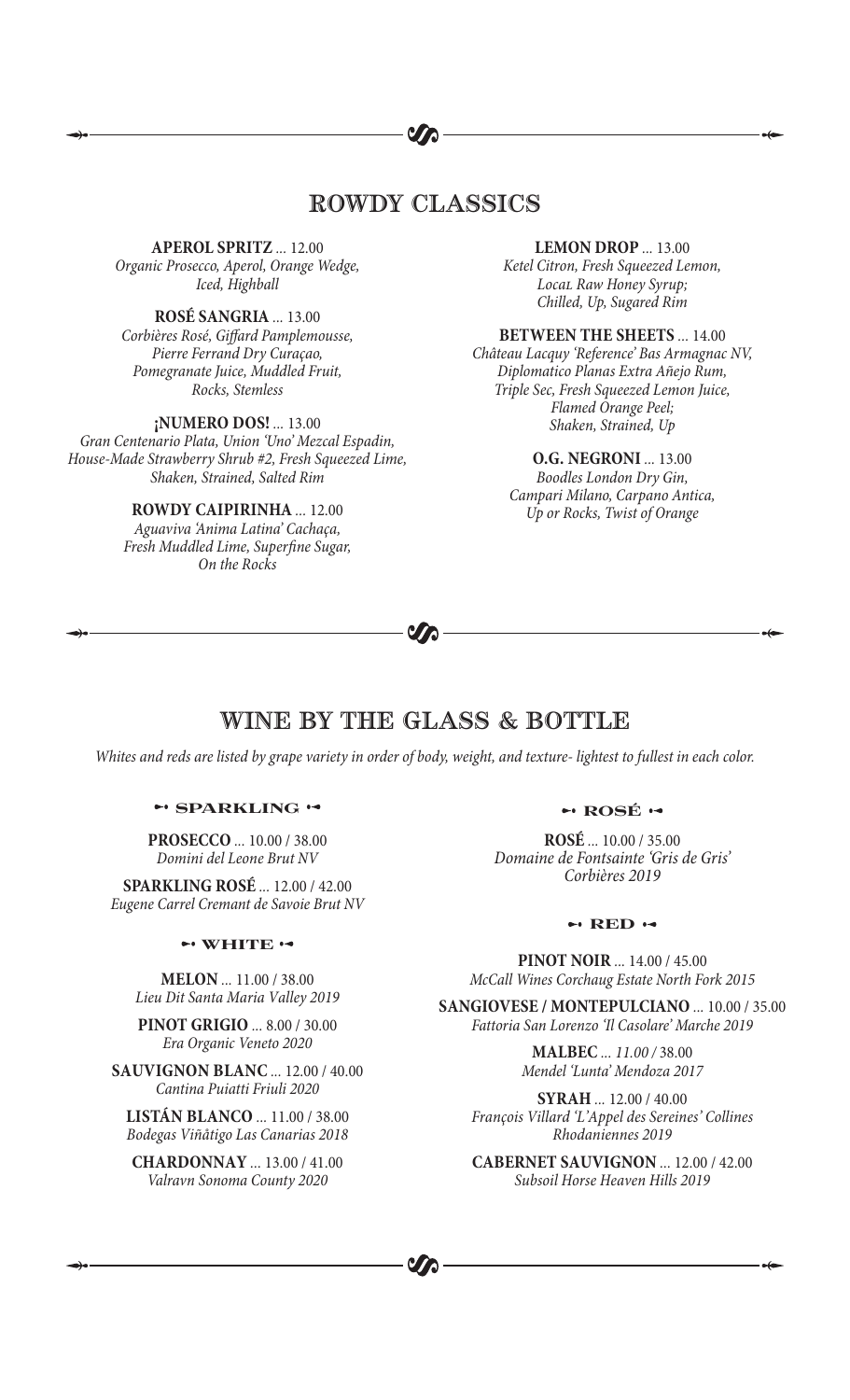## ROWDY CLASSICS

**APEROL SPRITZ** ... 12.00
*Organic Prosecco, Aperol, Orange Wedge, Iced, Highball*

**ROSÉ SANGRIA** ... 13.00
*Corbières Rosé, Giffard Pamplemousse, Pierre Ferrand Dry Curaçao, Pomegranate Juice, Muddled Fruit, Rocks, Stemless*

**¡NUMERO DOS!** ... 13.00
*Gran Centenario Plata, Union 'Uno' Mezcal Espadin, House-Made Strawberry Shrub #2, Fresh Squeezed Lime, Shaken, Strained, Salted Rim*

**ROWDY CAIPIRINHA** ... 12.00
*Aguaviva 'Anima Latina' Cachaça, Fresh Muddled Lime, Superfine Sugar, On the Rocks*

**LEMON DROP** ... 13.00
*Ketel Citron, Fresh Squeezed Lemon, Local Raw Honey Syrup; Chilled, Up, Sugared Rim*

**BETWEEN THE SHEETS** ... 14.00
*Château Lacquy 'Reference' Bas Armagnac NV, Diplomatico Planas Extra Añejo Rum, Triple Sec, Fresh Squeezed Lemon Juice, Flamed Orange Peel; Shaken, Strained, Up*

**O.G. NEGRONI** ... 13.00
*Boodles London Dry Gin, Campari Milano, Carpano Antica, Up or Rocks, Twist of Orange*

## WINE BY THE GLASS & BOTTLE

*Whites and reds are listed by grape variety in order of body, weight, and texture- lightest to fullest in each color.*

### SPARKLING

**PROSECCO** ... 10.00 / 38.00
*Domini del Leone Brut NV*

**SPARKLING ROSÉ** ... 12.00 / 42.00
*Eugene Carrel Cremant de Savoie Brut NV*

### WHITE

**MELON** ... 11.00 / 38.00
*Lieu Dit Santa Maria Valley 2019*

**PINOT GRIGIO** ... 8.00 / 30.00
*Era Organic Veneto 2020*

**SAUVIGNON BLANC** ... 12.00 / 40.00
*Cantina Puiatti Friuli 2020*

**LISTÁN BLANCO** ... 11.00 / 38.00
*Bodegas Viñâtigo Las Canarias 2018*

**CHARDONNAY** ... 13.00 / 41.00
*Valravn Sonoma County 2020*

### ROSÉ

**ROSÉ** ... 10.00 / 35.00
*Domaine de Fontsainte 'Gris de Gris' Corbières 2019*

### RED

**PINOT NOIR** ... 14.00 / 45.00
*McCall Wines Corchaug Estate North Fork 2015*

**SANGIOVESE / MONTEPULCIANO** ... 10.00 / 35.00
*Fattoria San Lorenzo 'Il Casolare' Marche 2019*

**MALBEC** ... *11.00 /* 38.00
*Mendel 'Lunta' Mendoza 2017*

**SYRAH** ... 12.00 / 40.00
*François Villard 'L'Appel des Sereines' Collines Rhodaniennes 2019*

**CABERNET SAUVIGNON** ... 12.00 / 42.00
*Subsoil Horse Heaven Hills 2019*